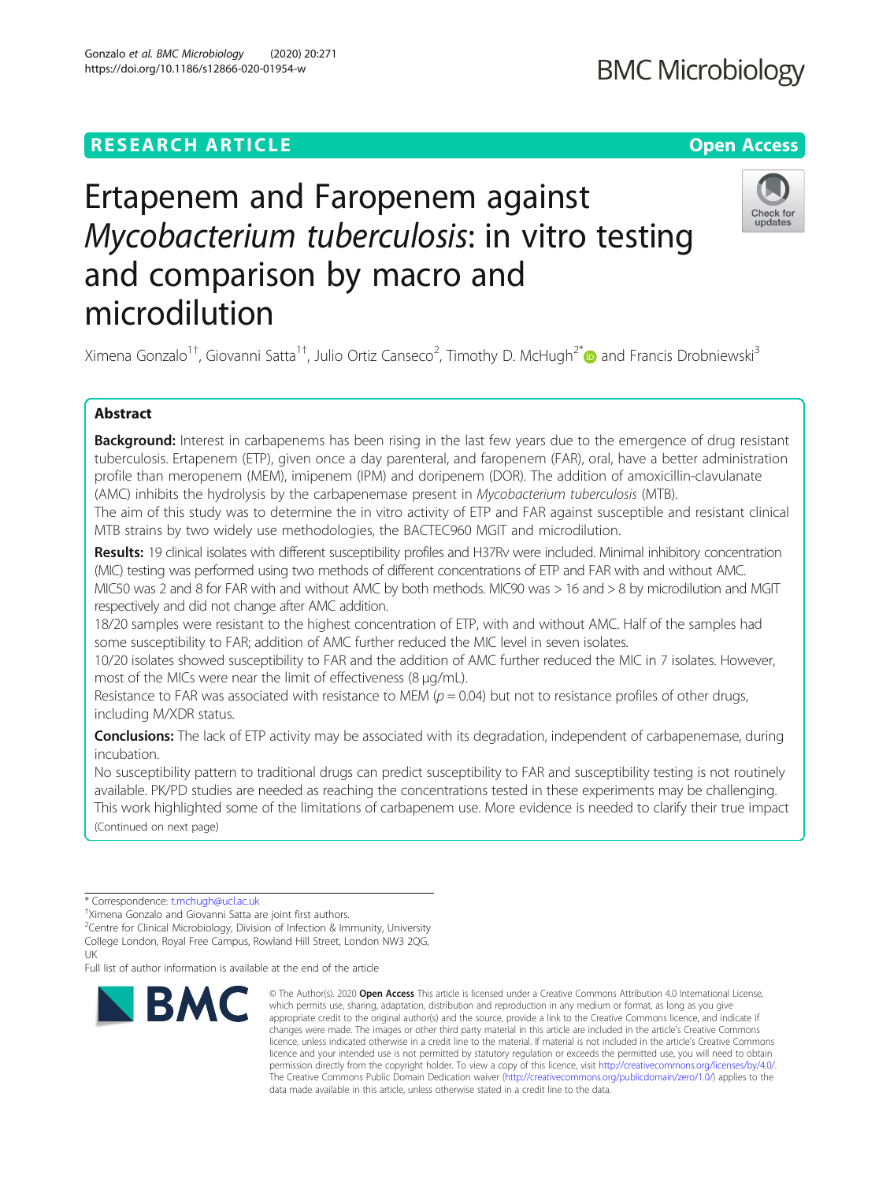# Ertapenem and Faropenem against *Mycobacterium tuberculosis*: in vitro testing and comparison by macro and microdilution

Ximena Gonzalo[1†], Giovanni Satta[1†], Julio Ortiz Canseco[2], Timothy D. McHugh[2*] and Francis Drobniewski[3]

## Abstract

**Background:** Interest in carbapenems has been rising in the last few years due to the emergence of drug resistant tuberculosis. Ertapenem (ETP), given once a day parenteral, and faropenem (FAR), oral, have a better administration profile than meropenem (MEM), imipenem (IPM) and doripenem (DOR). The addition of amoxicillin-clavulanate (AMC) inhibits the hydrolysis by the carbapenemase present in *Mycobacterium tuberculosis* (MTB).

The aim of this study was to determine the in vitro activity of ETP and FAR against susceptible and resistant clinical MTB strains by two widely use methodologies, the BACTEC960 MGIT and microdilution.

**Results:** 19 clinical isolates with different susceptibility profiles and H37Rv were included. Minimal inhibitory concentration (MIC) testing was performed using two methods of different concentrations of ETP and FAR with and without AMC.

MIC50 was 2 and 8 for FAR with and without AMC by both methods. MIC90 was > 16 and > 8 by microdilution and MGIT respectively and did not change after AMC addition.

18/20 samples were resistant to the highest concentration of ETP, with and without AMC. Half of the samples had some susceptibility to FAR; addition of AMC further reduced the MIC level in seven isolates.

10/20 isolates showed susceptibility to FAR and the addition of AMC further reduced the MIC in 7 isolates. However, most of the MICs were near the limit of effectiveness (8 μg/mL).

Resistance to FAR was associated with resistance to MEM ($p = 0.04$) but not to resistance profiles of other drugs, including M/XDR status.

**Conclusions:** The lack of ETP activity may be associated with its degradation, independent of carbapenemase, during incubation.

No susceptibility pattern to traditional drugs can predict susceptibility to FAR and susceptibility testing is not routinely available. PK/PD studies are needed as reaching the concentrations tested in these experiments may be challenging. This work highlighted some of the limitations of carbapenem use. More evidence is needed to clarify their true impact

(Continued on next page)

* Correspondence: t.mchugh@ucl.ac.uk

†Ximena Gonzalo and Giovanni Satta are joint first authors.

[2]Centre for Clinical Microbiology, Division of Infection & Immunity, University College London, Royal Free Campus, Rowland Hill Street, London NW3 2QG, UK

Full list of author information is available at the end of the article

© The Author(s). 2020 **Open Access** This article is licensed under a Creative Commons Attribution 4.0 International License, which permits use, sharing, adaptation, distribution and reproduction in any medium or format, as long as you give appropriate credit to the original author(s) and the source, provide a link to the Creative Commons licence, and indicate if changes were made. The images or other third party material in this article are included in the article's Creative Commons licence, unless indicated otherwise in a credit line to the material. If material is not included in the article's Creative Commons licence and your intended use is not permitted by statutory regulation or exceeds the permitted use, you will need to obtain permission directly from the copyright holder. To view a copy of this licence, visit http://creativecommons.org/licenses/by/4.0/. The Creative Commons Public Domain Dedication waiver (http://creativecommons.org/publicdomain/zero/1.0/) applies to the data made available in this article, unless otherwise stated in a credit line to the data.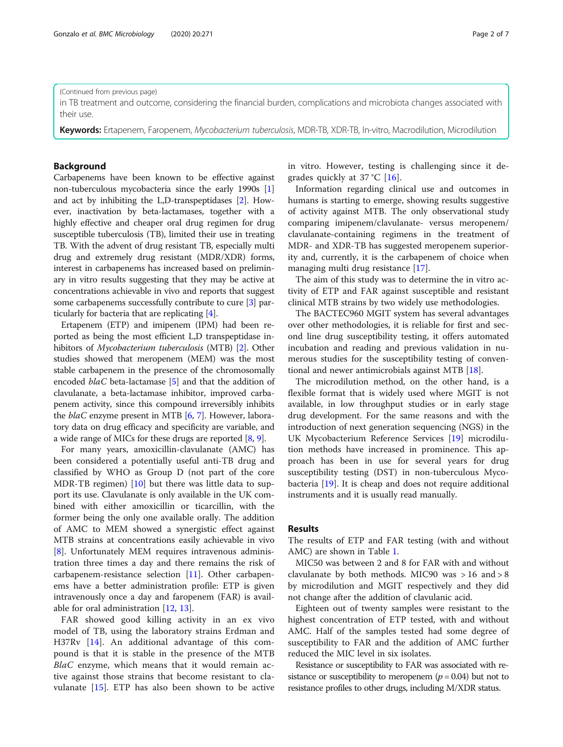(Continued from previous page)

in TB treatment and outcome, considering the financial burden, complications and microbiota changes associated with their use.

**Keywords:** Ertapenem, Faropenem, *Mycobacterium tuberculosis*, MDR-TB, XDR-TB, In-vitro, Macrodilution, Microdilution

## Background

Carbapenems have been known to be effective against non-tuberculous mycobacteria since the early 1990s [1] and act by inhibiting the L,D-transpeptidases [2]. However, inactivation by beta-lactamases, together with a highly effective and cheaper oral drug regimen for drug susceptible tuberculosis (TB), limited their use in treating TB. With the advent of drug resistant TB, especially multi drug and extremely drug resistant (MDR/XDR) forms, interest in carbapenems has increased based on preliminary in vitro results suggesting that they may be active at concentrations achievable in vivo and reports that suggest some carbapenems successfully contribute to cure [3] particularly for bacteria that are replicating [4].

Ertapenem (ETP) and imipenem (IPM) had been reported as being the most efficient L,D transpeptidase inhibitors of *Mycobacterium tuberculosis* (MTB) [2]. Other studies showed that meropenem (MEM) was the most stable carbapenem in the presence of the chromosomally encoded *blaC* beta-lactamase [5] and that the addition of clavulanate, a beta-lactamase inhibitor, improved carbapenem activity, since this compound irreversibly inhibits the *blaC* enzyme present in MTB [6, 7]. However, laboratory data on drug efficacy and specificity are variable, and a wide range of MICs for these drugs are reported [8, 9].

For many years, amoxicillin-clavulanate (AMC) has been considered a potentially useful anti-TB drug and classified by WHO as Group D (not part of the core MDR-TB regimen) [10] but there was little data to support its use. Clavulanate is only available in the UK combined with either amoxicillin or ticarcillin, with the former being the only one available orally. The addition of AMC to MEM showed a synergistic effect against MTB strains at concentrations easily achievable in vivo [8]. Unfortunately MEM requires intravenous administration three times a day and there remains the risk of carbapenem-resistance selection [11]. Other carbapenems have a better administration profile: ETP is given intravenously once a day and faropenem (FAR) is available for oral administration [12, 13].

FAR showed good killing activity in an ex vivo model of TB, using the laboratory strains Erdman and H37Rv [14]. An additional advantage of this compound is that it is stable in the presence of the MTB *BlaC* enzyme, which means that it would remain active against those strains that become resistant to clavulanate [15]. ETP has also been shown to be active in vitro. However, testing is challenging since it degrades quickly at 37 °C [16].

Information regarding clinical use and outcomes in humans is starting to emerge, showing results suggestive of activity against MTB. The only observational study comparing imipenem/clavulanate- versus meropenem/clavulanate-containing regimens in the treatment of MDR- and XDR-TB has suggested meropenem superiority and, currently, it is the carbapenem of choice when managing multi drug resistance [17].

The aim of this study was to determine the in vitro activity of ETP and FAR against susceptible and resistant clinical MTB strains by two widely use methodologies.

The BACTEC960 MGIT system has several advantages over other methodologies, it is reliable for first and second line drug susceptibility testing, it offers automated incubation and reading and previous validation in numerous studies for the susceptibility testing of conventional and newer antimicrobials against MTB [18].

The microdilution method, on the other hand, is a flexible format that is widely used where MGIT is not available, in low throughput studies or in early stage drug development. For the same reasons and with the introduction of next generation sequencing (NGS) in the UK Mycobacterium Reference Services [19] microdilution methods have increased in prominence. This approach has been in use for several years for drug susceptibility testing (DST) in non-tuberculous Mycobacteria [19]. It is cheap and does not require additional instruments and it is usually read manually.

## Results

The results of ETP and FAR testing (with and without AMC) are shown in Table 1.

MIC50 was between 2 and 8 for FAR with and without clavulanate by both methods. MIC90 was > 16 and > 8 by microdilution and MGIT respectively and they did not change after the addition of clavulanic acid.

Eighteen out of twenty samples were resistant to the highest concentration of ETP tested, with and without AMC. Half of the samples tested had some degree of susceptibility to FAR and the addition of AMC further reduced the MIC level in six isolates.

Resistance or susceptibility to FAR was associated with resistance or susceptibility to meropenem ($p = 0.04$) but not to resistance profiles to other drugs, including M/XDR status.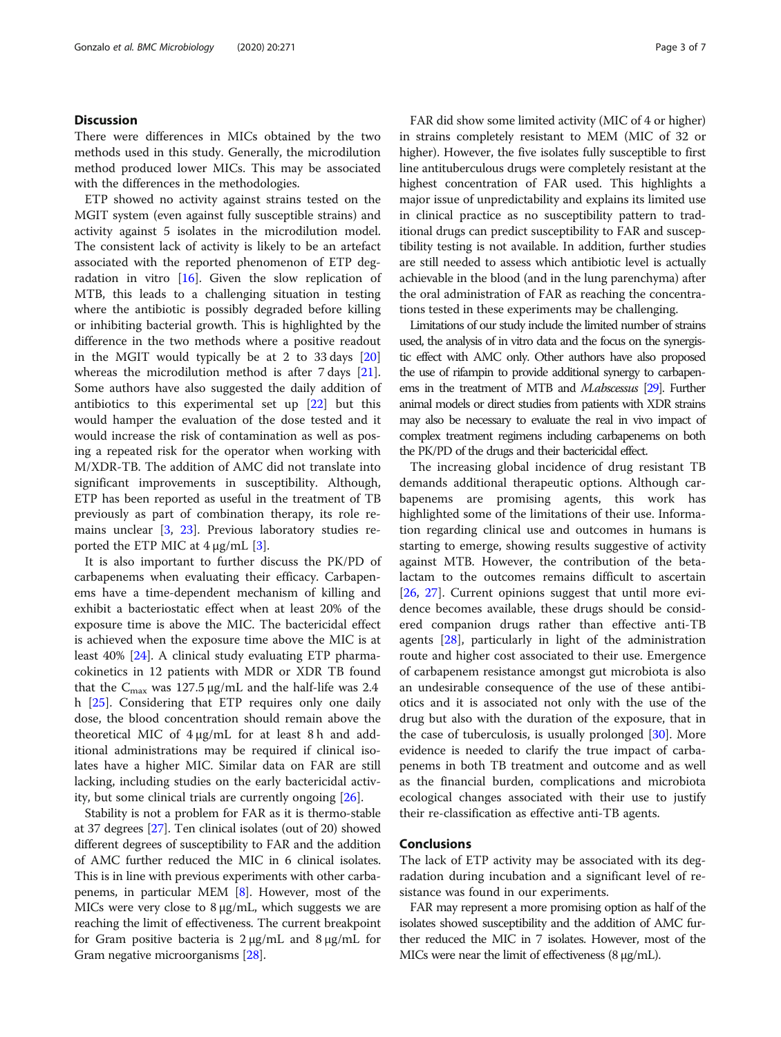## Discussion

There were differences in MICs obtained by the two methods used in this study. Generally, the microdilution method produced lower MICs. This may be associated with the differences in the methodologies.

ETP showed no activity against strains tested on the MGIT system (even against fully susceptible strains) and activity against 5 isolates in the microdilution model. The consistent lack of activity is likely to be an artefact associated with the reported phenomenon of ETP degradation in vitro [16]. Given the slow replication of MTB, this leads to a challenging situation in testing where the antibiotic is possibly degraded before killing or inhibiting bacterial growth. This is highlighted by the difference in the two methods where a positive readout in the MGIT would typically be at 2 to 33 days [20] whereas the microdilution method is after 7 days [21]. Some authors have also suggested the daily addition of antibiotics to this experimental set up [22] but this would hamper the evaluation of the dose tested and it would increase the risk of contamination as well as posing a repeated risk for the operator when working with M/XDR-TB. The addition of AMC did not translate into significant improvements in susceptibility. Although, ETP has been reported as useful in the treatment of TB previously as part of combination therapy, its role remains unclear [3, 23]. Previous laboratory studies reported the ETP MIC at 4 μg/mL [3].

It is also important to further discuss the PK/PD of carbapenems when evaluating their efficacy. Carbapenems have a time-dependent mechanism of killing and exhibit a bacteriostatic effect when at least 20% of the exposure time is above the MIC. The bactericidal effect is achieved when the exposure time above the MIC is at least 40% [24]. A clinical study evaluating ETP pharmacokinetics in 12 patients with MDR or XDR TB found that the $C_{max}$ was 127.5 μg/mL and the half-life was 2.4 h [25]. Considering that ETP requires only one daily dose, the blood concentration should remain above the theoretical MIC of 4 μg/mL for at least 8 h and additional administrations may be required if clinical isolates have a higher MIC. Similar data on FAR are still lacking, including studies on the early bactericidal activity, but some clinical trials are currently ongoing [26].

Stability is not a problem for FAR as it is thermo-stable at 37 degrees [27]. Ten clinical isolates (out of 20) showed different degrees of susceptibility to FAR and the addition of AMC further reduced the MIC in 6 clinical isolates. This is in line with previous experiments with other carbapenems, in particular MEM [8]. However, most of the MICs were very close to 8 μg/mL, which suggests we are reaching the limit of effectiveness. The current breakpoint for Gram positive bacteria is 2 μg/mL and 8 μg/mL for Gram negative microorganisms [28].

FAR did show some limited activity (MIC of 4 or higher) in strains completely resistant to MEM (MIC of 32 or higher). However, the five isolates fully susceptible to first line antituberculous drugs were completely resistant at the highest concentration of FAR used. This highlights a major issue of unpredictability and explains its limited use in clinical practice as no susceptibility pattern to traditional drugs can predict susceptibility to FAR and susceptibility testing is not available. In addition, further studies are still needed to assess which antibiotic level is actually achievable in the blood (and in the lung parenchyma) after the oral administration of FAR as reaching the concentrations tested in these experiments may be challenging.

Limitations of our study include the limited number of strains used, the analysis of in vitro data and the focus on the synergistic effect with AMC only. Other authors have also proposed the use of rifampin to provide additional synergy to carbapenems in the treatment of MTB and *M.abscessus* [29]. Further animal models or direct studies from patients with XDR strains may also be necessary to evaluate the real in vivo impact of complex treatment regimens including carbapenems on both the PK/PD of the drugs and their bactericidal effect.

The increasing global incidence of drug resistant TB demands additional therapeutic options. Although carbapenems are promising agents, this work has highlighted some of the limitations of their use. Information regarding clinical use and outcomes in humans is starting to emerge, showing results suggestive of activity against MTB. However, the contribution of the beta-lactam to the outcomes remains difficult to ascertain [26, 27]. Current opinions suggest that until more evidence becomes available, these drugs should be considered companion drugs rather than effective anti-TB agents [28], particularly in light of the administration route and higher cost associated to their use. Emergence of carbapenem resistance amongst gut microbiota is also an undesirable consequence of the use of these antibiotics and it is associated not only with the use of the drug but also with the duration of the exposure, that in the case of tuberculosis, is usually prolonged [30]. More evidence is needed to clarify the true impact of carbapenems in both TB treatment and outcome and as well as the financial burden, complications and microbiota ecological changes associated with their use to justify their re-classification as effective anti-TB agents.

## Conclusions

The lack of ETP activity may be associated with its degradation during incubation and a significant level of resistance was found in our experiments.

FAR may represent a more promising option as half of the isolates showed susceptibility and the addition of AMC further reduced the MIC in 7 isolates. However, most of the MICs were near the limit of effectiveness (8 μg/mL).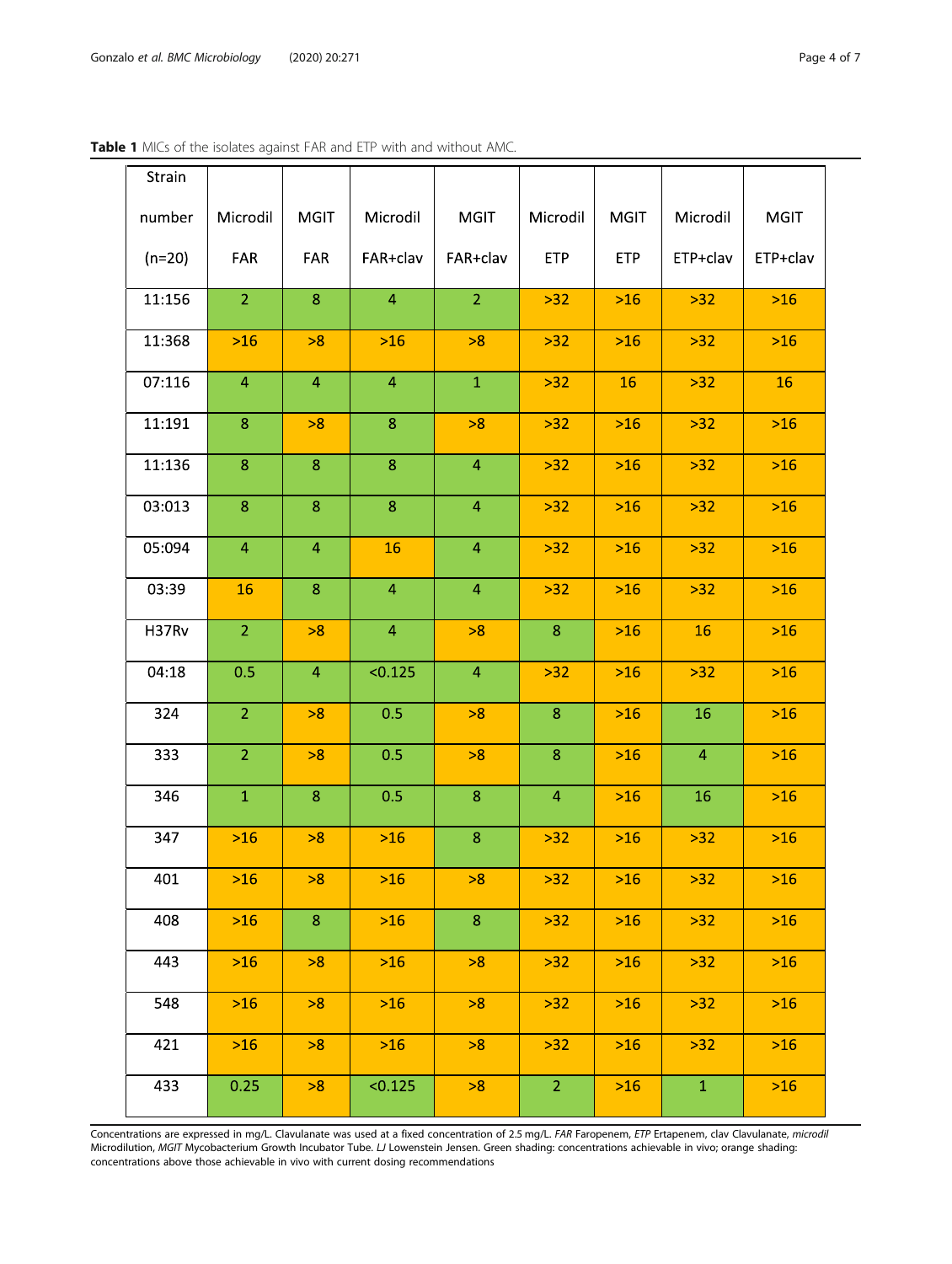**Table 1** MICs of the isolates against FAR and ETP with and without AMC.

| Strain number (n=20) | Microdil FAR | MGIT FAR | Microdil FAR+clav | MGIT FAR+clav | Microdil ETP | MGIT ETP | Microdil ETP+clav | MGIT ETP+clav |
|---|---|---|---|---|---|---|---|---|
| 11:156 | 2 | 8 | 4 | 2 | >32 | >16 | >32 | >16 |
| 11:368 | >16 | >8 | >16 | >8 | >32 | >16 | >32 | >16 |
| 07:116 | 4 | 4 | 4 | 1 | >32 | 16 | >32 | 16 |
| 11:191 | 8 | >8 | 8 | >8 | >32 | >16 | >32 | >16 |
| 11:136 | 8 | 8 | 8 | 4 | >32 | >16 | >32 | >16 |
| 03:013 | 8 | 8 | 8 | 4 | >32 | >16 | >32 | >16 |
| 05:094 | 4 | 4 | 16 | 4 | >32 | >16 | >32 | >16 |
| 03:39 | 16 | 8 | 4 | 4 | >32 | >16 | >32 | >16 |
| H37Rv | 2 | >8 | 4 | >8 | 8 | >16 | 16 | >16 |
| 04:18 | 0.5 | 4 | <0.125 | 4 | >32 | >16 | >32 | >16 |
| 324 | 2 | >8 | 0.5 | >8 | 8 | >16 | 16 | >16 |
| 333 | 2 | >8 | 0.5 | >8 | 8 | >16 | 4 | >16 |
| 346 | 1 | 8 | 0.5 | 8 | 4 | >16 | 16 | >16 |
| 347 | >16 | >8 | >16 | 8 | >32 | >16 | >32 | >16 |
| 401 | >16 | >8 | >16 | >8 | >32 | >16 | >32 | >16 |
| 408 | >16 | 8 | >16 | 8 | >32 | >16 | >32 | >16 |
| 443 | >16 | >8 | >16 | >8 | >32 | >16 | >32 | >16 |
| 548 | >16 | >8 | >16 | >8 | >32 | >16 | >32 | >16 |
| 421 | >16 | >8 | >16 | >8 | >32 | >16 | >32 | >16 |
| 433 | 0.25 | >8 | <0.125 | >8 | 2 | >16 | 1 | >16 |

Concentrations are expressed in mg/L. Clavulanate was used at a fixed concentration of 2.5 mg/L. *FAR* Faropenem, *ETP* Ertapenem, clav Clavulanate, *microdil* Microdilution, *MGIT* Mycobacterium Growth Incubator Tube. *LJ* Lowenstein Jensen. Green shading: concentrations achievable in vivo; orange shading: concentrations above those achievable in vivo with current dosing recommendations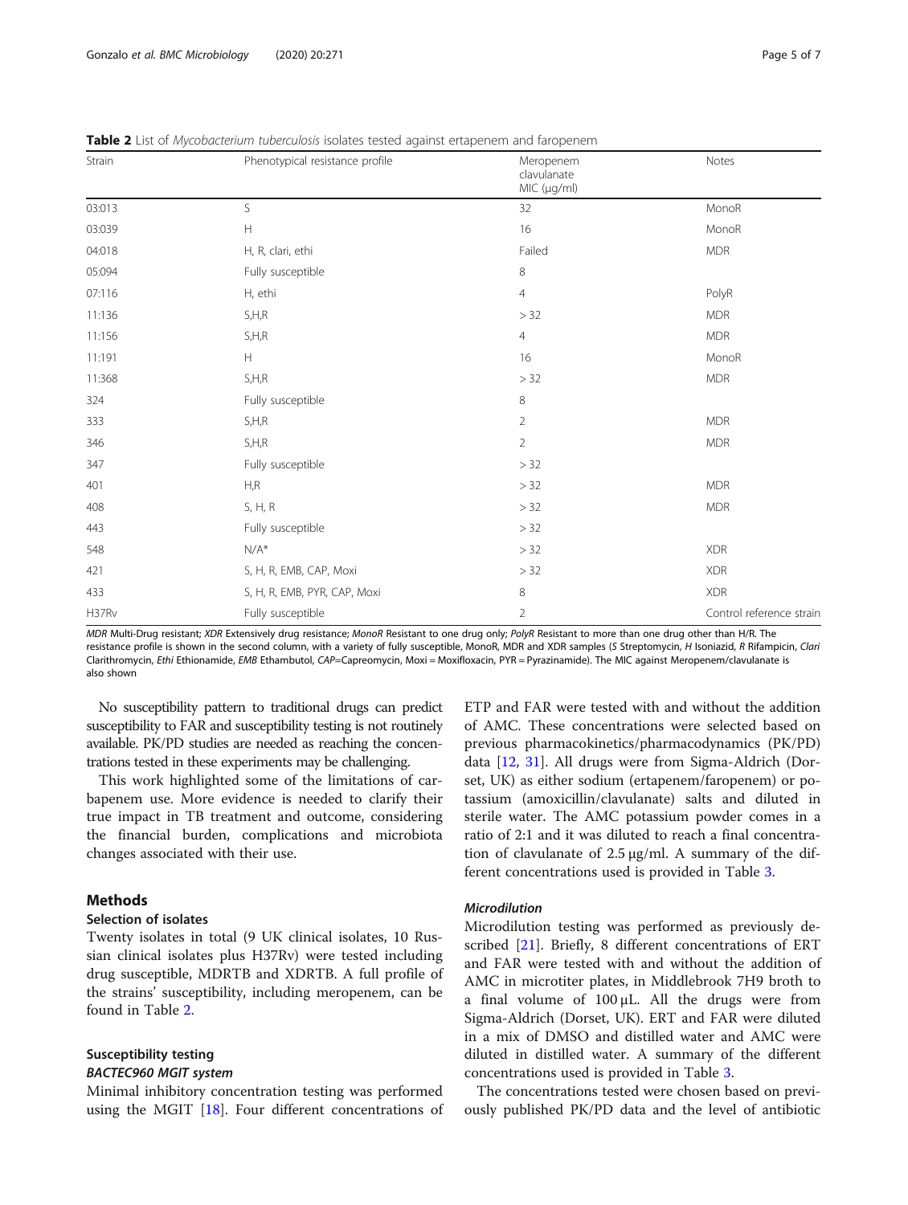**Table 2** List of *Mycobacterium tuberculosis* isolates tested against ertapenem and faropenem

| Strain | Phenotypical resistance profile | Meropenem clavulanate MIC (μg/ml) | Notes |
|---|---|---|---|
| 03:013 | S | 32 | MonoR |
| 03:039 | H | 16 | MonoR |
| 04:018 | H, R, clari, ethi | Failed | MDR |
| 05:094 | Fully susceptible | 8 | |
| 07:116 | H, ethi | 4 | PolyR |
| 11:136 | S,H,R | > 32 | MDR |
| 11:156 | S,H,R | 4 | MDR |
| 11:191 | H | 16 | MonoR |
| 11:368 | S,H,R | > 32 | MDR |
| 324 | Fully susceptible | 8 | |
| 333 | S,H,R | 2 | MDR |
| 346 | S,H,R | 2 | MDR |
| 347 | Fully susceptible | > 32 | |
| 401 | H,R | > 32 | MDR |
| 408 | S, H, R | > 32 | MDR |
| 443 | Fully susceptible | > 32 | |
| 548 | N/A* | > 32 | XDR |
| 421 | S, H, R, EMB, CAP, Moxi | > 32 | XDR |
| 433 | S, H, R, EMB, PYR, CAP, Moxi | 8 | XDR |
| H37Rv | Fully susceptible | 2 | Control reference strain |

*MDR* Multi-Drug resistant; *XDR* Extensively drug resistance; *MonoR* Resistant to one drug only; *PolyR* Resistant to more than one drug other than H/R. The resistance profile is shown in the second column, with a variety of fully susceptible, MonoR, MDR and XDR samples (*S* Streptomycin, *H* Isoniazid, *R* Rifampicin, *Clari* Clarithromycin, *Ethi* Ethionamide, *EMB* Ethambutol, *CAP*=Capreomycin, Moxi = Moxifloxacin, PYR = Pyrazinamide). The MIC against Meropenem/clavulanate is also shown

No susceptibility pattern to traditional drugs can predict susceptibility to FAR and susceptibility testing is not routinely available. PK/PD studies are needed as reaching the concentrations tested in these experiments may be challenging.

This work highlighted some of the limitations of carbapenem use. More evidence is needed to clarify their true impact in TB treatment and outcome, considering the financial burden, complications and microbiota changes associated with their use.

## Methods

### Selection of isolates

Twenty isolates in total (9 UK clinical isolates, 10 Russian clinical isolates plus H37Rv) were tested including drug susceptible, MDRTB and XDRTB. A full profile of the strains' susceptibility, including meropenem, can be found in Table 2.

### Susceptibility testing

#### *BACTEC960 MGIT system*

Minimal inhibitory concentration testing was performed using the MGIT [18]. Four different concentrations of ETP and FAR were tested with and without the addition of AMC. These concentrations were selected based on previous pharmacokinetics/pharmacodynamics (PK/PD) data [12, 31]. All drugs were from Sigma-Aldrich (Dorset, UK) as either sodium (ertapenem/faropenem) or potassium (amoxicillin/clavulanate) salts and diluted in sterile water. The AMC potassium powder comes in a ratio of 2:1 and it was diluted to reach a final concentration of clavulanate of 2.5 μg/ml. A summary of the different concentrations used is provided in Table 3.

#### *Microdilution*

Microdilution testing was performed as previously described [21]. Briefly, 8 different concentrations of ERT and FAR were tested with and without the addition of AMC in microtiter plates, in Middlebrook 7H9 broth to a final volume of 100 μL. All the drugs were from Sigma-Aldrich (Dorset, UK). ERT and FAR were diluted in a mix of DMSO and distilled water and AMC were diluted in distilled water. A summary of the different concentrations used is provided in Table 3.

The concentrations tested were chosen based on previously published PK/PD data and the level of antibiotic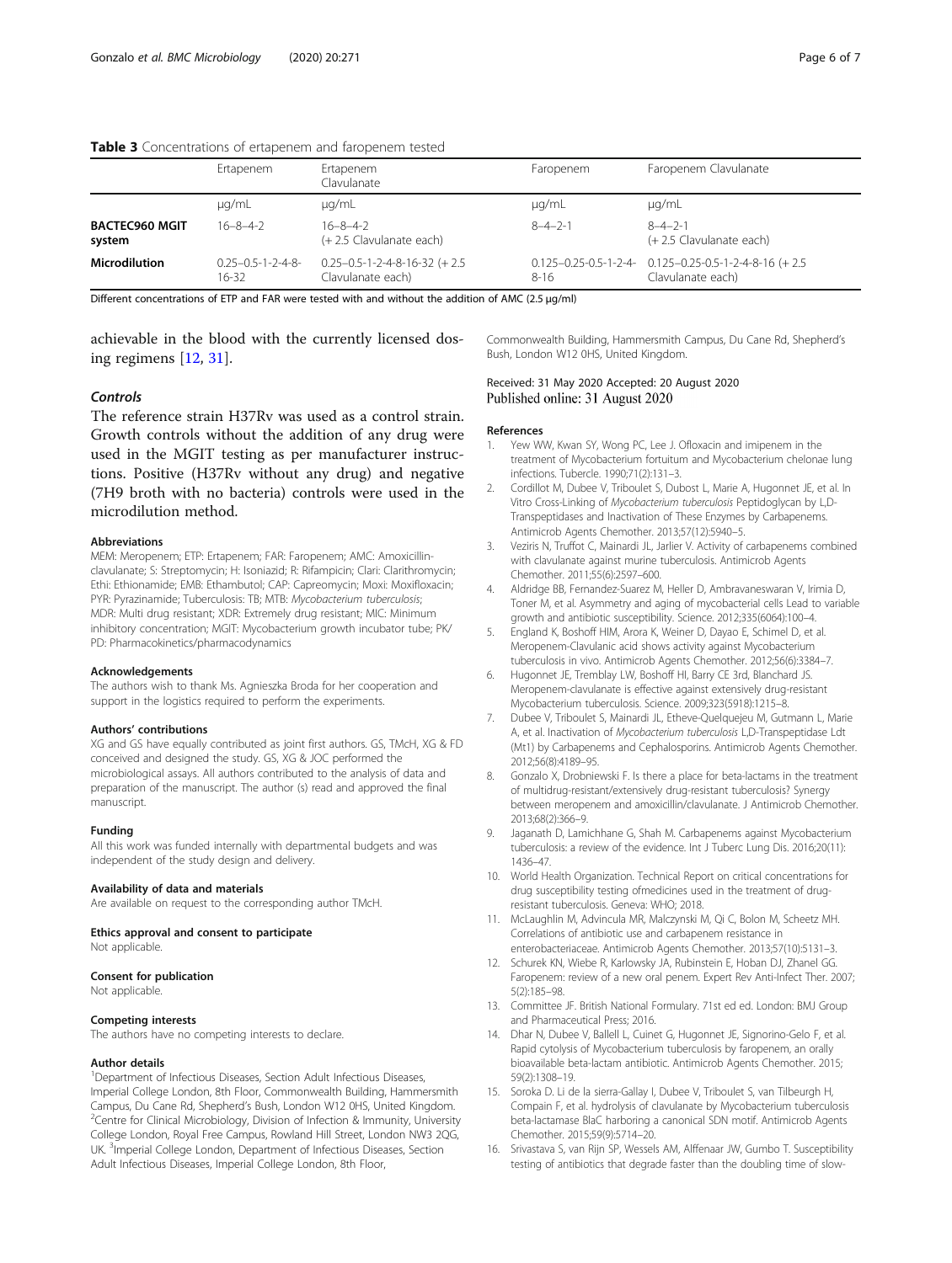**Table 3** Concentrations of ertapenem and faropenem tested

| | Ertapenem | Ertapenem Clavulanate | Faropenem | Faropenem Clavulanate |
|---|---|---|---|---|
| | μg/mL | μg/mL | μg/mL | μg/mL |
| **BACTEC960 MGIT system** | 16–8–4-2 | 16–8–4-2 (+ 2.5 Clavulanate each) | 8–4–2-1 | 8–4–2-1 (+ 2.5 Clavulanate each) |
| **Microdilution** | 0.25–0.5-1-2-4-8-16-32 | 0.25–0.5-1-2-4-8-16-32 (+ 2.5 Clavulanate each) | 0.125–0.25-0.5-1-2-4-8-16 | 0.125–0.25-0.5-1-2-4-8-16 (+ 2.5 Clavulanate each) |

Different concentrations of ETP and FAR were tested with and without the addition of AMC (2.5 μg/ml)

achievable in the blood with the currently licensed dosing regimens [12, 31].

### Controls

The reference strain H37Rv was used as a control strain. Growth controls without the addition of any drug were used in the MGIT testing as per manufacturer instructions. Positive (H37Rv without any drug) and negative (7H9 broth with no bacteria) controls were used in the microdilution method.

#### Abbreviations

MEM: Meropenem; ETP: Ertapenem; FAR: Faropenem; AMC: Amoxicillin-clavulanate; S: Streptomycin; H: Isoniazid; R: Rifampicin; Clari: Clarithromycin; Ethi: Ethionamide; EMB: Ethambutol; CAP: Capreomycin; Moxi: Moxifloxacin; PYR: Pyrazinamide; Tuberculosis: TB; MTB: *Mycobacterium tuberculosis*; MDR: Multi drug resistant; XDR: Extremely drug resistant; MIC: Minimum inhibitory concentration; MGIT: Mycobacterium growth incubator tube; PK/PD: Pharmacokinetics/pharmacodynamics

#### Acknowledgements

The authors wish to thank Ms. Agnieszka Broda for her cooperation and support in the logistics required to perform the experiments.

#### Authors' contributions

XG and GS have equally contributed as joint first authors. GS, TMcH, XG & FD conceived and designed the study. GS, XG & JOC performed the microbiological assays. All authors contributed to the analysis of data and preparation of the manuscript. The author (s) read and approved the final manuscript.

#### Funding

All this work was funded internally with departmental budgets and was independent of the study design and delivery.

#### Availability of data and materials

Are available on request to the corresponding author TMcH.

#### Ethics approval and consent to participate

Not applicable.

#### Consent for publication

Not applicable.

#### Competing interests

The authors have no competing interests to declare.

#### Author details

[1]Department of Infectious Diseases, Section Adult Infectious Diseases, Imperial College London, 8th Floor, Commonwealth Building, Hammersmith Campus, Du Cane Rd, Shepherd's Bush, London W12 0HS, United Kingdom. [2]Centre for Clinical Microbiology, Division of Infection & Immunity, University College London, Royal Free Campus, Rowland Hill Street, London NW3 2QG, UK. [3]Imperial College London, Department of Infectious Diseases, Section Adult Infectious Diseases, Imperial College London, 8th Floor, Commonwealth Building, Hammersmith Campus, Du Cane Rd, Shepherd's Bush, London W12 0HS, United Kingdom.

Received: 31 May 2020 Accepted: 20 August 2020
Published online: 31 August 2020

#### References

1. Yew WW, Kwan SY, Wong PC, Lee J. Ofloxacin and imipenem in the treatment of Mycobacterium fortuitum and Mycobacterium chelonae lung infections. Tubercle. 1990;71(2):131–3.
2. Cordillot M, Dubee V, Triboulet S, Dubost L, Marie A, Hugonnet JE, et al. In Vitro Cross-Linking of *Mycobacterium tuberculosis* Peptidoglycan by L,D-Transpeptidases and Inactivation of These Enzymes by Carbapenems. Antimicrob Agents Chemother. 2013;57(12):5940–5.
3. Veziris N, Truffot C, Mainardi JL, Jarlier V. Activity of carbapenems combined with clavulanate against murine tuberculosis. Antimicrob Agents Chemother. 2011;55(6):2597–600.
4. Aldridge BB, Fernandez-Suarez M, Heller D, Ambravaneswaran V, Irimia D, Toner M, et al. Asymmetry and aging of mycobacterial cells Lead to variable growth and antibiotic susceptibility. Science. 2012;335(6064):100–4.
5. England K, Boshoff HIM, Arora K, Weiner D, Dayao E, Schimel D, et al. Meropenem-Clavulanic acid shows activity against Mycobacterium tuberculosis in vivo. Antimicrob Agents Chemother. 2012;56(6):3384–7.
6. Hugonnet JE, Tremblay LW, Boshoff HI, Barry CE 3rd, Blanchard JS. Meropenem-clavulanate is effective against extensively drug-resistant Mycobacterium tuberculosis. Science. 2009;323(5918):1215–8.
7. Dubee V, Triboulet S, Mainardi JL, Etheve-Quelquejeu M, Gutmann L, Marie A, et al. Inactivation of *Mycobacterium tuberculosis* L,D-Transpeptidase Ldt (Mt1) by Carbapenems and Cephalosporins. Antimicrob Agents Chemother. 2012;56(8):4189–95.
8. Gonzalo X, Drobniewski F. Is there a place for beta-lactams in the treatment of multidrug-resistant/extensively drug-resistant tuberculosis? Synergy between meropenem and amoxicillin/clavulanate. J Antimicrob Chemother. 2013;68(2):366–9.
9. Jaganath D, Lamichhane G, Shah M. Carbapenems against Mycobacterium tuberculosis: a review of the evidence. Int J Tuberc Lung Dis. 2016;20(11):1436–47.
10. World Health Organization. Technical Report on critical concentrations for drug susceptibility testing ofmedicines used in the treatment of drug-resistant tuberculosis. Geneva: WHO; 2018.
11. McLaughlin M, Advincula MR, Malczynski M, Qi C, Bolon M, Scheetz MH. Correlations of antibiotic use and carbapenem resistance in enterobacteriaceae. Antimicrob Agents Chemother. 2013;57(10):5131–3.
12. Schurek KN, Wiebe R, Karlowsky JA, Rubinstein E, Hoban DJ, Zhanel GG. Faropenem: review of a new oral penem. Expert Rev Anti-Infect Ther. 2007;5(2):185–98.
13. Committee JF. British National Formulary. 71st ed ed. London: BMJ Group and Pharmaceutical Press; 2016.
14. Dhar N, Dubee V, Ballell L, Cuinet G, Hugonnet JE, Signorino-Gelo F, et al. Rapid cytolysis of Mycobacterium tuberculosis by faropenem, an orally bioavailable beta-lactam antibiotic. Antimicrob Agents Chemother. 2015;59(2):1308–19.
15. Soroka D. Li de la sierra-Gallay I, Dubee V, Triboulet S, van Tilbeurgh H, Compain F, et al. hydrolysis of clavulanate by Mycobacterium tuberculosis beta-lactamase BlaC harboring a canonical SDN motif. Antimicrob Agents Chemother. 2015;59(9):5714–20.
16. Srivastava S, van Rijn SP, Wessels AM, Alffenaar JW, Gumbo T. Susceptibility testing of antibiotics that degrade faster than the doubling time of slow-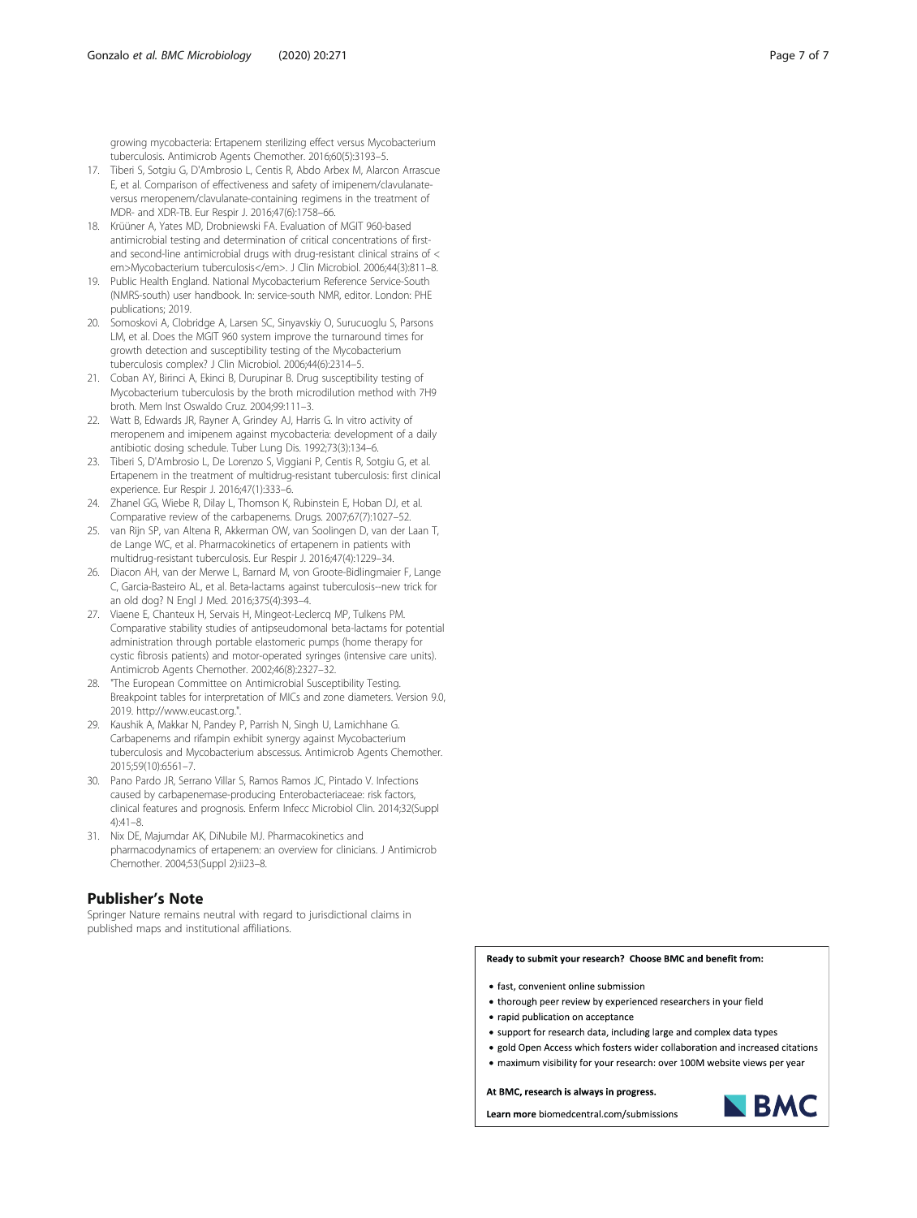growing mycobacteria: Ertapenem sterilizing effect versus Mycobacterium tuberculosis. Antimicrob Agents Chemother. 2016;60(5):3193–5.

17. Tiberi S, Sotgiu G, D'Ambrosio L, Centis R, Abdo Arbex M, Alarcon Arrascue E, et al. Comparison of effectiveness and safety of imipenem/clavulanate-versus meropenem/clavulanate-containing regimens in the treatment of MDR- and XDR-TB. Eur Respir J. 2016;47(6):1758–66.
18. Krüüner A, Yates MD, Drobniewski FA. Evaluation of MGIT 960-based antimicrobial testing and determination of critical concentrations of first- and second-line antimicrobial drugs with drug-resistant clinical strains of <em>Mycobacterium tuberculosis</em>. J Clin Microbiol. 2006;44(3):811–8.
19. Public Health England. National Mycobacterium Reference Service-South (NMRS-south) user handbook. In: service-south NMR, editor. London: PHE publications; 2019.
20. Somoskovi A, Clobridge A, Larsen SC, Sinyavskiy O, Surucuoglu S, Parsons LM, et al. Does the MGIT 960 system improve the turnaround times for growth detection and susceptibility testing of the Mycobacterium tuberculosis complex? J Clin Microbiol. 2006;44(6):2314–5.
21. Coban AY, Birinci A, Ekinci B, Durupinar B. Drug susceptibility testing of Mycobacterium tuberculosis by the broth microdilution method with 7H9 broth. Mem Inst Oswaldo Cruz. 2004;99:111–3.
22. Watt B, Edwards JR, Rayner A, Grindey AJ, Harris G. In vitro activity of meropenem and imipenem against mycobacteria: development of a daily antibiotic dosing schedule. Tuber Lung Dis. 1992;73(3):134–6.
23. Tiberi S, D'Ambrosio L, De Lorenzo S, Viggiani P, Centis R, Sotgiu G, et al. Ertapenem in the treatment of multidrug-resistant tuberculosis: first clinical experience. Eur Respir J. 2016;47(1):333–6.
24. Zhanel GG, Wiebe R, Dilay L, Thomson K, Rubinstein E, Hoban DJ, et al. Comparative review of the carbapenems. Drugs. 2007;67(7):1027–52.
25. van Rijn SP, van Altena R, Akkerman OW, van Soolingen D, van der Laan T, de Lange WC, et al. Pharmacokinetics of ertapenem in patients with multidrug-resistant tuberculosis. Eur Respir J. 2016;47(4):1229–34.
26. Diacon AH, van der Merwe L, Barnard M, von Groote-Bidlingmaier F, Lange C, Garcia-Basteiro AL, et al. Beta-lactams against tuberculosis--new trick for an old dog? N Engl J Med. 2016;375(4):393–4.
27. Viaene E, Chanteux H, Servais H, Mingeot-Leclercq MP, Tulkens PM. Comparative stability studies of antipseudomonal beta-lactams for potential administration through portable elastomeric pumps (home therapy for cystic fibrosis patients) and motor-operated syringes (intensive care units). Antimicrob Agents Chemother. 2002;46(8):2327–32.
28. "The European Committee on Antimicrobial Susceptibility Testing. Breakpoint tables for interpretation of MICs and zone diameters. Version 9.0, 2019. http://www.eucast.org.".
29. Kaushik A, Makkar N, Pandey P, Parrish N, Singh U, Lamichhane G. Carbapenems and rifampin exhibit synergy against Mycobacterium tuberculosis and Mycobacterium abscessus. Antimicrob Agents Chemother. 2015;59(10):6561–7.
30. Pano Pardo JR, Serrano Villar S, Ramos Ramos JC, Pintado V. Infections caused by carbapenemase-producing Enterobacteriaceae: risk factors, clinical features and prognosis. Enferm Infecc Microbiol Clin. 2014;32(Suppl 4):41–8.
31. Nix DE, Majumdar AK, DiNubile MJ. Pharmacokinetics and pharmacodynamics of ertapenem: an overview for clinicians. J Antimicrob Chemother. 2004;53(Suppl 2):ii23–8.

## Publisher's Note

Springer Nature remains neutral with regard to jurisdictional claims in published maps and institutional affiliations.

**Ready to submit your research? Choose BMC and benefit from:**

- fast, convenient online submission
- thorough peer review by experienced researchers in your field
- rapid publication on acceptance
- support for research data, including large and complex data types
- gold Open Access which fosters wider collaboration and increased citations
- maximum visibility for your research: over 100M website views per year

**At BMC, research is always in progress.**

**Learn more** biomedcentral.com/submissions

BMC